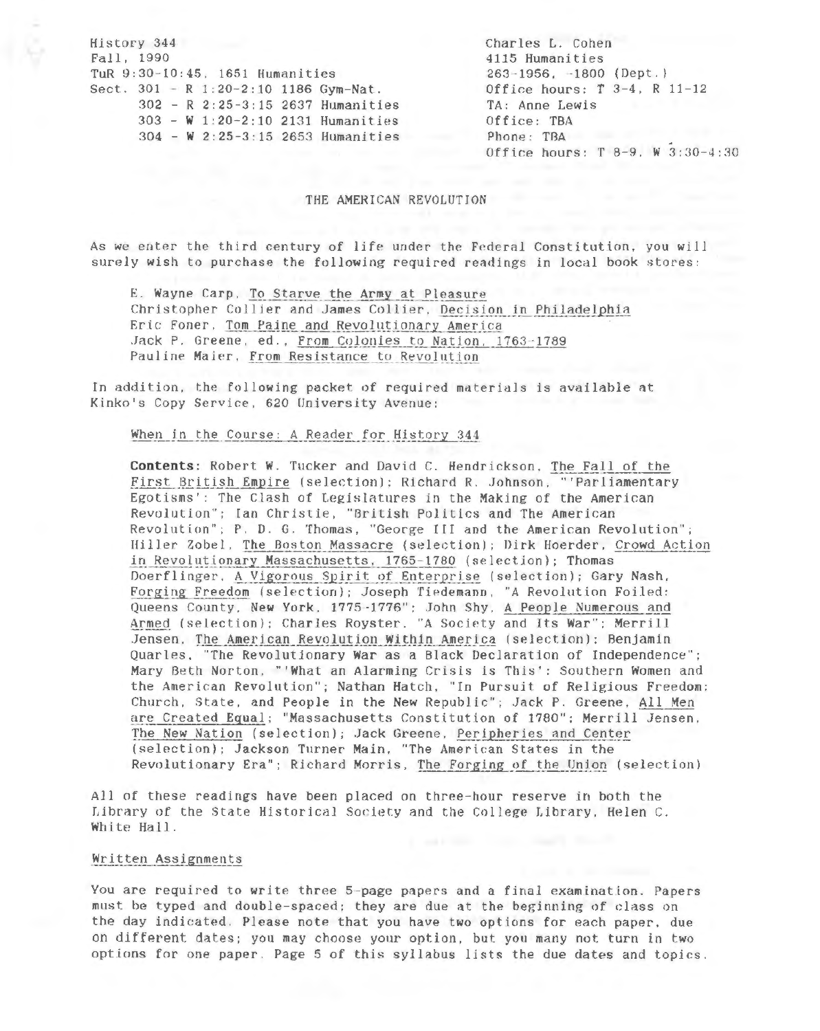History 344
Fall, 1990
TuR 9:30-10:45, 1651 Humanities
Sect. 301 - R 1:20-2:10 1186 Gym-Nat.
302 - R 2:25-3:15 2637 Humanities
303 - W 1:20-2:10 2131 Humanities
304 - W 2:25-3:15 2653 Humanities

Charles L. Cohen
4115 Humanities
263-1956, -1800 (Dept.)
Office hours: T 3-4, R 11-12
TA: Anne Lewis
Office: TBA
Phone: TBA
Office hours: T 8-9, W 3:30-4:30

# THE AMERICAN REVOLUTION

As we enter the third century of life under the Federal Constitution, you will surely wish to purchase the following required readings in local book stores:

E. Wayne Carp, To Starve the Army at Pleasure
Christopher Collier and James Collier, Decision in Philadelphia
Eric Foner, Tom Paine and Revolutionary America
Jack P. Greene, ed., From Colonies to Nation, 1763-1789
Pauline Maier, From Resistance to Revolution

In addition, the following packet of required materials is available at Kinko's Copy Service, 620 University Avenue:

When in the Course: A Reader for History 344

**Contents**: Robert W. Tucker and David C. Hendrickson, The Fall of the First British Empire (selection); Richard R. Johnson, "'Parliamentary Egotisms': The Clash of Legislatures in the Making of the American Revolution"; Ian Christie, "British Politics and The American Revolution"; P. D. G. Thomas, "George III and the American Revolution"; Hiller Zobel, The Boston Massacre (selection); Dirk Hoerder, Crowd Action in Revolutionary Massachusetts, 1765-1780 (selection); Thomas Doerflinger, A Vigorous Spirit of Enterprise (selection); Gary Nash, Forging Freedom (selection); Joseph Tiedemann, "A Revolution Foiled: Queens County, New York, 1775-1776"; John Shy, A People Numerous and Armed (selection); Charles Royster, "A Society and Its War"; Merrill Jensen, The American Revolution Within America (selection); Benjamin Quarles, "The Revolutionary War as a Black Declaration of Independence"; Mary Beth Norton, "'What an Alarming Crisis is This': Southern Women and the American Revolution"; Nathan Hatch, "In Pursuit of Religious Freedom: Church, State, and People in the New Republic"; Jack P. Greene, All Men are Created Equal; "Massachusetts Constitution of 1780"; Merrill Jensen, The New Nation (selection); Jack Greene, Peripheries and Center (selection); Jackson Turner Main, "The American States in the Revolutionary Era"; Richard Morris, The Forging of the Union (selection)

All of these readings have been placed on three-hour reserve in both the Library of the State Historical Society and the College Library, Helen C. White Hall.

## Written Assignments

You are required to write three 5-page papers and a final examination. Papers must be typed and double-spaced; they are due at the beginning of class on the day indicated. Please note that you have two options for each paper, due on different dates; you may choose your option, but you many not turn in two options for one paper. Page 5 of this syllabus lists the due dates and topics.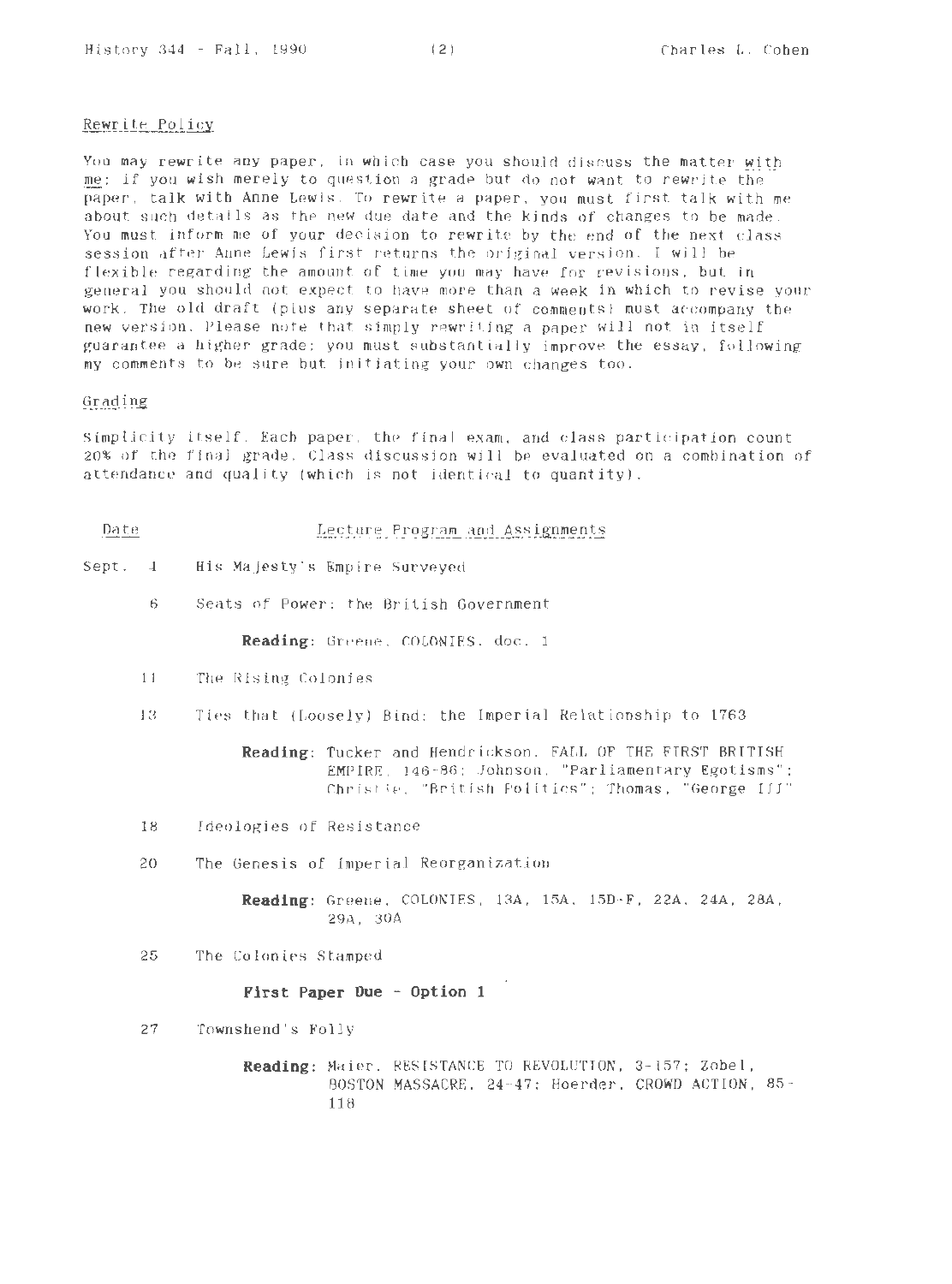## Rewrite Policy

You may rewrite any paper, in which case you should discuss the matter with me; if you wish merely to question a grade but do not want to rewrite the paper, talk with Anne Lewis. To rewrite a paper, you must first talk with me about such details as the new due date and the kinds of changes to be made. You must inform me of your decision to rewrite by the end of the next class session after Anne Lewis first returns the original version. I will be flexible regarding the amount of time you may have for revisions, but in general you should not expect to have more than a week in which to revise your work. The old draft (plus any separate sheet of comments) must accompany the new version. Please note that simply rewriting a paper will not in itself guarantee a higher grade; you must substantially improve the essay, following my comments to be sure but initiating your own changes too.

## Grading

Simplicity itself. Each paper, the final exam, and class participation count 20% of the final grade. Class discussion will be evaluated on a combination of attendance and quality (which is not identical to quantity).

| Date | Lecture Program and Assignments |
|---|---|
| Sept. 4 | His Majesty's Empire Surveyed |
| 6 | Seats of Power: the British Government |
| | **Reading**: Greene, COLONIES, doc. 1 |
| 11 | The Rising Colonies |
| 13 | Ties that (Loosely) Bind: the Imperial Relationship to 1763 |
| | **Reading**: Tucker and Hendrickson, FALL OF THE FIRST BRITISH EMPIRE, 146-86; Johnson, "Parliamentary Egotisms"; Christie, "British Politics"; Thomas, "George III" |
| 18 | Ideologies of Resistance |
| 20 | The Genesis of Imperial Reorganization |
| | **Reading**: Greene, COLONIES, 13A, 15A, 15D-F, 22A, 24A, 28A, 29A, 30A |
| 25 | The Colonies Stamped |
| | **First Paper Due - Option 1** |
| 27 | Townshend's Folly |
| | **Reading**: Maier, RESISTANCE TO REVOLUTION, 3-157; Zobel, BOSTON MASSACRE, 24-47; Hoerder, CROWD ACTION, 85-118 |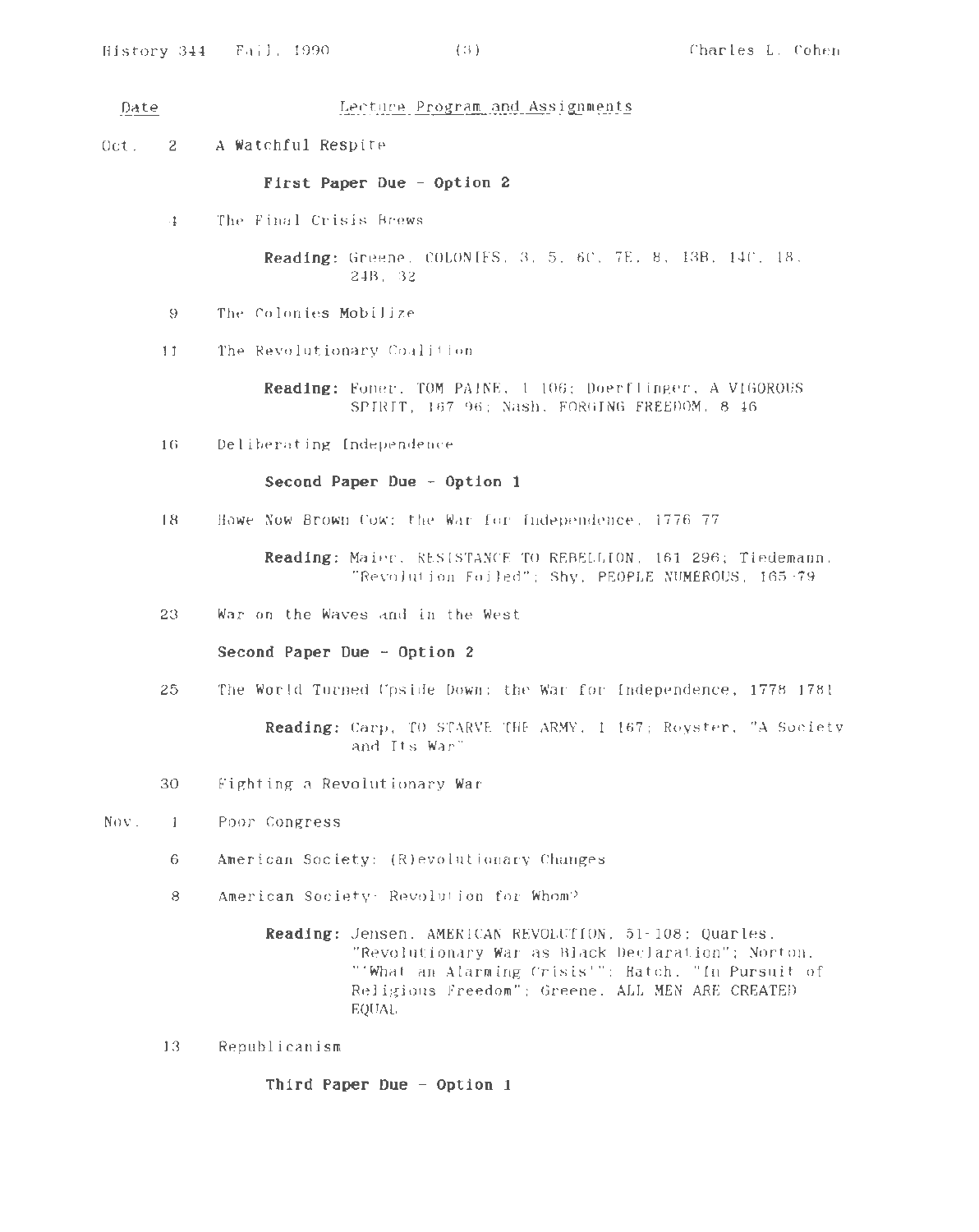| Date | Lecture Program and Assignments |
|---|---|
| Oct. 2 | A Watchful Respite |
| | **First Paper Due - Option 2** |
| 4 | The Final Crisis Brews |
| | **Reading:** Greene, COLONIES, 3, 5, 6C, 7E, 8, 13B, 14C, 18, 24B, 32 |
| 9 | The Colonies Mobilize |
| 11 | The Revolutionary Coalition |
| | **Reading:** Foner, TOM PAINE, 1-106; Doerflinger, A VIGOROUS SPIRIT, 167-96; Nash, FORGING FREEDOM, 8-46 |
| 16 | Deliberating Independence |
| | **Second Paper Due - Option 1** |
| 18 | Howe Now Brown Cow: the War for Independence, 1776-77 |
| | **Reading:** Maier, RESISTANCE TO REBELLION, 161-296; Tiedemann, "Revolution Foiled"; Shy, PEOPLE NUMEROUS, 165-79 |
| 23 | War on the Waves and in the West |
| | **Second Paper Due - Option 2** |
| 25 | The World Turned Upside Down: the War for Independence, 1778-1781 |
| | **Reading:** Carp, TO STARVE THE ARMY, 1-167; Royster, "A Society and Its War" |
| 30 | Fighting a Revolutionary War |
| Nov. 1 | Poor Congress |
| 6 | American Society: (R)evolutionary Changes |
| 8 | American Society: Revolution for Whom? |
| | **Reading:** Jensen, AMERICAN REVOLUTION, 51-108; Quarles, "Revolutionary War as Black Declaration"; Norton, "'What an Alarming Crisis'"; Hatch, "In Pursuit of Religious Freedom"; Greene, ALL MEN ARE CREATED EQUAL |
| 13 | Republicanism |
| | **Third Paper Due - Option 1** |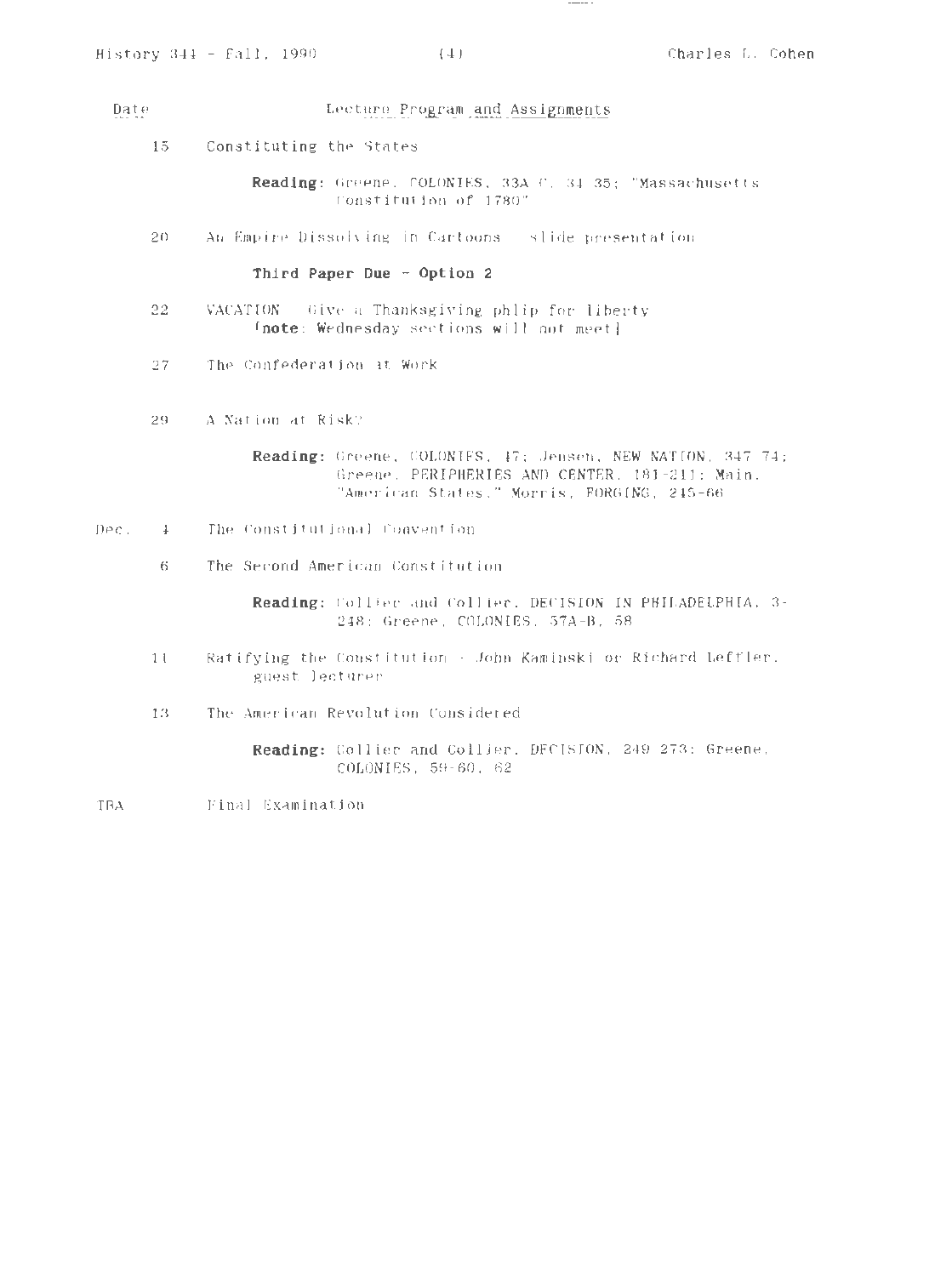| Date | Lecture Program and Assignments |
|---|---|
| 15 | Constituting the States |
| | **Reading:** Greene, COLONIES, 33A-C, 34-35; "Massachusetts Constitution of 1780" |
| 20 | An Empire Dissolving in Cartoons - slide presentation |
| | **Third Paper Due - Option 2** |
| 22 | VACATION - Give a Thanksgiving phlip for liberty [**note**: Wednesday sections will not meet] |
| 27 | The Confederation at Work |
| 29 | A Nation at Risk? |
| | **Reading:** Greene, COLONIES, 47; Jensen, NEW NATION, 347-74; Greene, PERIPHERIES AND CENTER, 181-211; Main, "American States," Morris, FORGING, 245-66 |
| Dec. 4 | The Constitutional Convention |
| 6 | The Second American Constitution |
| | **Reading:** Collier and Collier, DECISION IN PHILADELPHIA, 3-248; Greene, COLONIES, 57A-B, 58 |
| 11 | Ratifying the Constitution - John Kaminski or Richard Leffler, guest lecturer |
| 13 | The American Revolution Considered |
| | **Reading:** Collier and Collier, DECISION, 249-273; Greene, COLONIES, 59-60, 62 |
| TBA | Final Examination |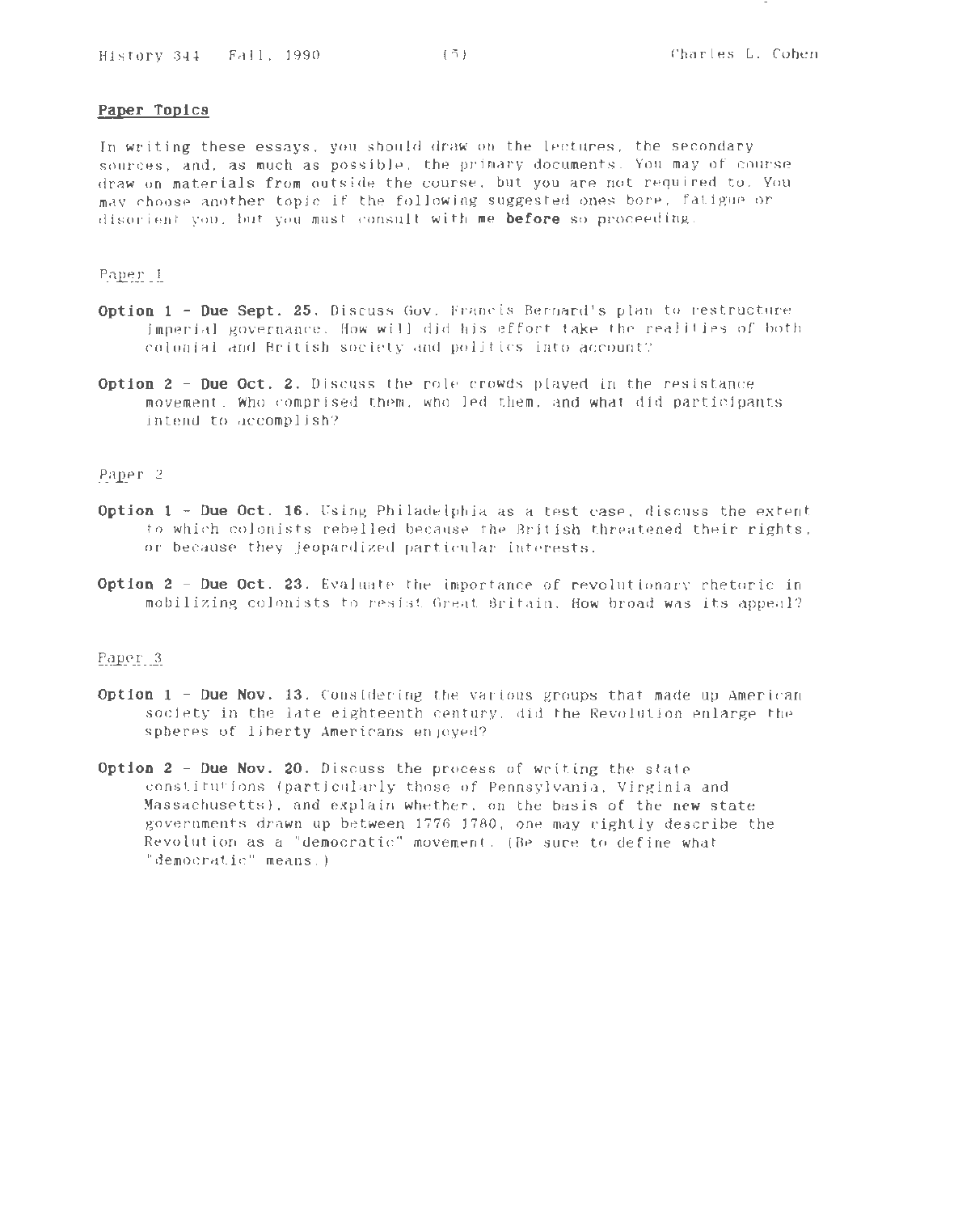## Paper Topics

In writing these essays, you should draw on the lectures, the secondary sources, and, as much as possible, the primary documents. You may of course draw on materials from outside the course, but you are not required to. You may choose another topic if the following suggested ones bore, fatigue or disorient you, but you must consult with me **before** so proceeding.

### Paper 1

**Option 1 - Due Sept. 25.** Discuss Gov. Francis Bernard's plan to restructure imperial governance. How will did his effort take the realities of both colonial and British society and politics into account?

**Option 2 - Due Oct. 2.** Discuss the role crowds played in the resistance movement. Who comprised them, who led them, and what did participants intend to accomplish?

### Paper 2

**Option 1 - Due Oct. 16.** Using Philadelphia as a test case, discuss the extent to which colonists rebelled because the British threatened their rights, or because they jeopardized particular interests.

**Option 2 - Due Oct. 23.** Evaluate the importance of revolutionary rhetoric in mobilizing colonists to resist Great Britain. How broad was its appeal?

### Paper 3

**Option 1 - Due Nov. 13.** Considering the various groups that made up American society in the late eighteenth century, did the Revolution enlarge the spheres of liberty Americans enjoyed?

**Option 2 - Due Nov. 20.** Discuss the process of writing the state constitutions (particularly those of Pennsylvania, Virginia and Massachusetts), and explain whether, on the basis of the new state governments drawn up between 1776-1780, one may rightly describe the Revolution as a "democratic" movement. (Be sure to define what "democratic" means.)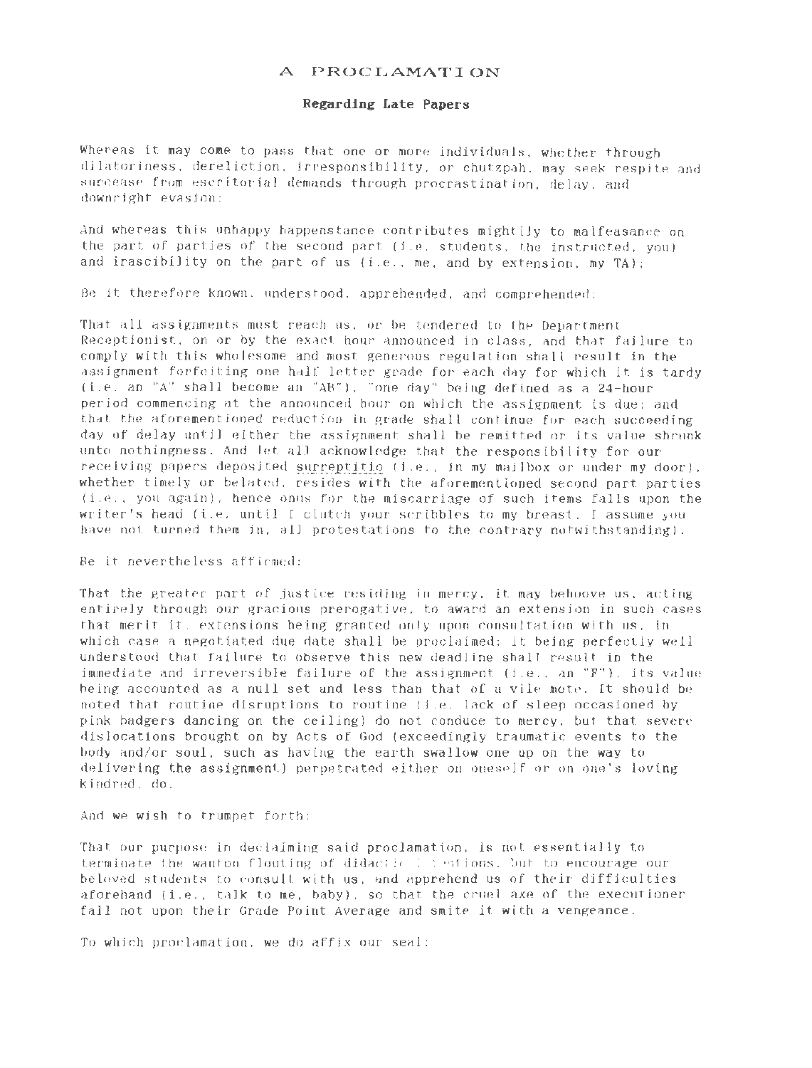# A PROCLAMATION

## Regarding Late Papers

Whereas it may come to pass that one or more individuals, whether through dilatoriness, dereliction, irresponsibility, or chutzpah, may seek respite and surcease from escritorial demands through procrastination, delay, and downright evasion;

And whereas this unhappy happenstance contributes mightily to malfeasance on the part of parties of the second part (i.e. students, the instructed, you) and irascibility on the part of us (i.e., me, and by extension, my TA);

Be it therefore known, understood, apprehended, and comprehended:

That all assignments must reach us, or be tendered to the Department Receptionist, on or by the exact hour announced in class, and that failure to comply with this wholesome and most generous regulation shall result in the assignment forfeiting one half letter grade for each day for which it is tardy (i.e. an "A" shall become an "AB"), "one day" being defined as a 24-hour period commencing at the announced hour on which the assignment is due; and that the aforementioned reduction in grade shall continue for each succeeding day of delay until either the assignment shall be remitted or its value shrunk unto nothingness. And let all acknowledge that the responsibility for our receiving papers deposited surreptitio (i.e., in my mailbox or under my door), whether timely or belated, resides with the aforementioned second part parties (i.e., you again), hence onus for the miscarriage of such items falls upon the writer's head (i.e. until I clutch your scribbles to my breast, I assume you have not turned them in, all protestations to the contrary notwithstanding).

Be it nevertheless affirmed:

That the greater part of justice residing in mercy, it may behoove us, acting entirely through our gracious prerogative, to award an extension in such cases that merit it, extensions being granted only upon consultation with us, in which case a negotiated due date shall be proclaimed; it being perfectly well understood that failure to observe this new deadline shall result in the immediate and irreversible failure of the assignment (i.e., an "F"), its value being accounted as a null set and less than that of a vile mote. It should be noted that routine disruptions to routine (i.e. lack of sleep occasioned by pink badgers dancing on the ceiling) do not conduce to mercy, but that severe dislocations brought on by Acts of God (exceedingly traumatic events to the body and/or soul, such as having the earth swallow one up on the way to delivering the assignment) perpetrated either on oneself or on one's loving kindred, do.

And we wish to trumpet forth:

That our purpose in declaiming said proclamation, is not essentially to terminate the wanton flouting of didactic intentions, but to encourage our beloved students to consult with us, and apprehend us of their difficulties aforehand (i.e., talk to me, baby), so that the cruel axe of the executioner fall not upon their Grade Point Average and smite it with a vengeance.

To which proclamation, we do affix our seal: